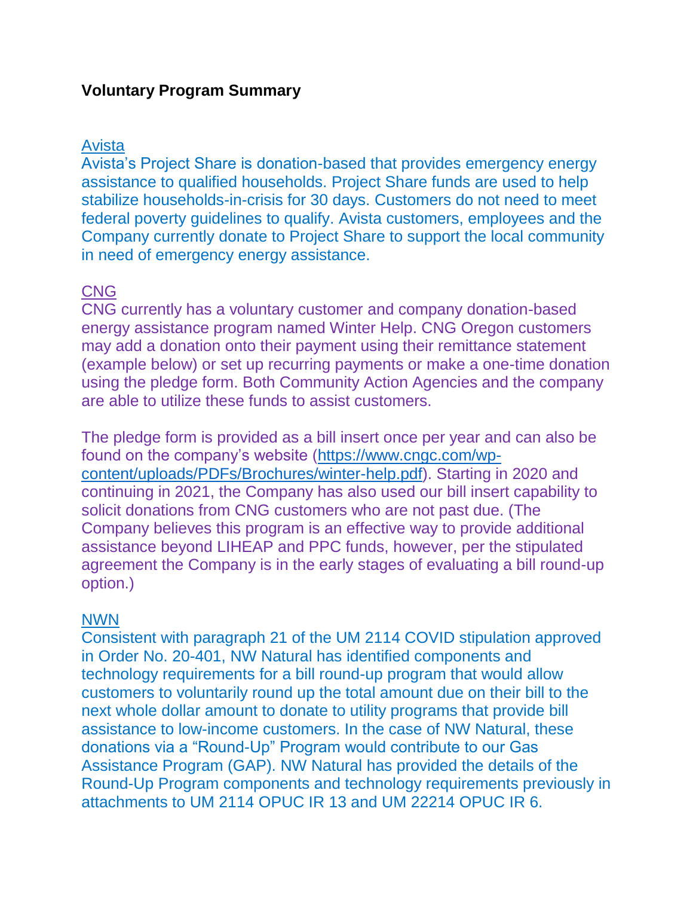**Voluntary Program Summary**

Avista

Avista's Project Share is donation-based that provides emergency energy assistance to qualified households. Project Share funds are used to help stabilize households-in-crisis for 30 days. Customers do not need to meet federal poverty guidelines to qualify. Avista customers, employees and the Company currently donate to Project Share to support the local community in need of emergency energy assistance.

CNG

CNG currently has a voluntary customer and company donation-based energy assistance program named Winter Help. CNG Oregon customers may add a donation onto their payment using their remittance statement (example below) or set up recurring payments or make a one-time donation using the pledge form. Both Community Action Agencies and the company are able to utilize these funds to assist customers.

The pledge form is provided as a bill insert once per year and can also be found on the company's website (https://www.cngc.com/wp-content/uploads/PDFs/Brochures/winter-help.pdf). Starting in 2020 and continuing in 2021, the Company has also used our bill insert capability to solicit donations from CNG customers who are not past due. (The Company believes this program is an effective way to provide additional assistance beyond LIHEAP and PPC funds, however, per the stipulated agreement the Company is in the early stages of evaluating a bill round-up option.)

NWN

Consistent with paragraph 21 of the UM 2114 COVID stipulation approved in Order No. 20-401, NW Natural has identified components and technology requirements for a bill round-up program that would allow customers to voluntarily round up the total amount due on their bill to the next whole dollar amount to donate to utility programs that provide bill assistance to low-income customers. In the case of NW Natural, these donations via a "Round-Up" Program would contribute to our Gas Assistance Program (GAP). NW Natural has provided the details of the Round-Up Program components and technology requirements previously in attachments to UM 2114 OPUC IR 13 and UM 22214 OPUC IR 6.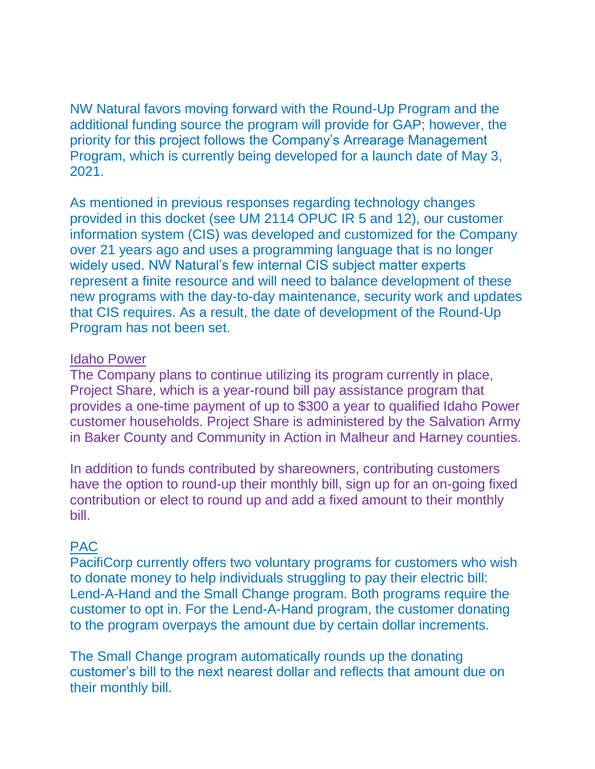NW Natural favors moving forward with the Round-Up Program and the additional funding source the program will provide for GAP; however, the priority for this project follows the Company's Arrearage Management Program, which is currently being developed for a launch date of May 3, 2021.

As mentioned in previous responses regarding technology changes provided in this docket (see UM 2114 OPUC IR 5 and 12), our customer information system (CIS) was developed and customized for the Company over 21 years ago and uses a programming language that is no longer widely used. NW Natural's few internal CIS subject matter experts represent a finite resource and will need to balance development of these new programs with the day-to-day maintenance, security work and updates that CIS requires. As a result, the date of development of the Round-Up Program has not been set.

Idaho Power

The Company plans to continue utilizing its program currently in place, Project Share, which is a year-round bill pay assistance program that provides a one-time payment of up to $300 a year to qualified Idaho Power customer households. Project Share is administered by the Salvation Army in Baker County and Community in Action in Malheur and Harney counties.

In addition to funds contributed by shareowners, contributing customers have the option to round-up their monthly bill, sign up for an on-going fixed contribution or elect to round up and add a fixed amount to their monthly bill.

PAC

PacifiCorp currently offers two voluntary programs for customers who wish to donate money to help individuals struggling to pay their electric bill: Lend-A-Hand and the Small Change program. Both programs require the customer to opt in. For the Lend-A-Hand program, the customer donating to the program overpays the amount due by certain dollar increments.

The Small Change program automatically rounds up the donating customer's bill to the next nearest dollar and reflects that amount due on their monthly bill.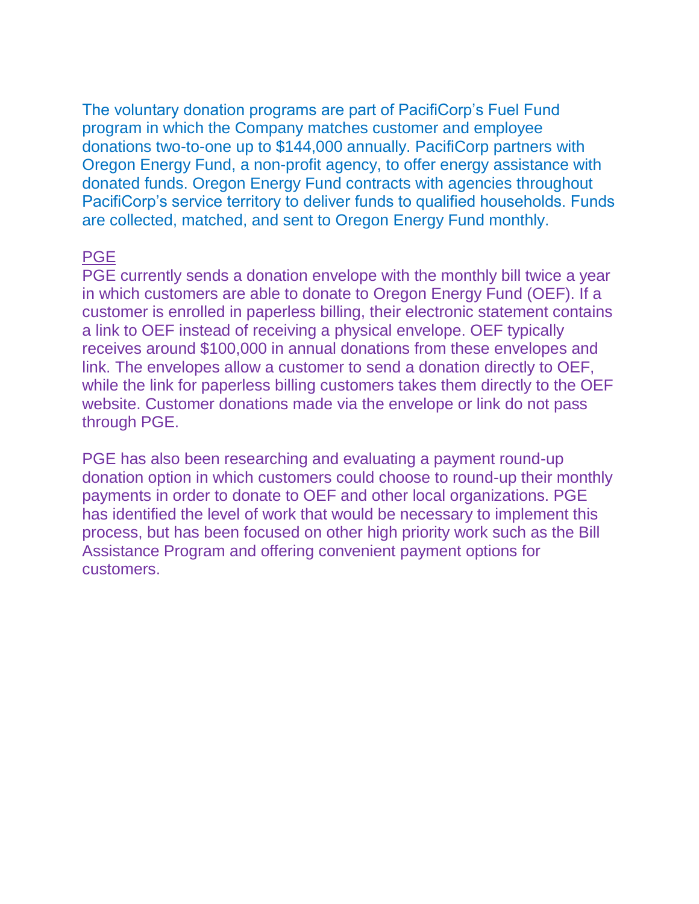The voluntary donation programs are part of PacifiCorp's Fuel Fund program in which the Company matches customer and employee donations two-to-one up to $144,000 annually. PacifiCorp partners with Oregon Energy Fund, a non-profit agency, to offer energy assistance with donated funds. Oregon Energy Fund contracts with agencies throughout PacifiCorp's service territory to deliver funds to qualified households. Funds are collected, matched, and sent to Oregon Energy Fund monthly.

<u>PGE</u>

PGE currently sends a donation envelope with the monthly bill twice a year in which customers are able to donate to Oregon Energy Fund (OEF). If a customer is enrolled in paperless billing, their electronic statement contains a link to OEF instead of receiving a physical envelope. OEF typically receives around $100,000 in annual donations from these envelopes and link. The envelopes allow a customer to send a donation directly to OEF, while the link for paperless billing customers takes them directly to the OEF website. Customer donations made via the envelope or link do not pass through PGE.

PGE has also been researching and evaluating a payment round-up donation option in which customers could choose to round-up their monthly payments in order to donate to OEF and other local organizations. PGE has identified the level of work that would be necessary to implement this process, but has been focused on other high priority work such as the Bill Assistance Program and offering convenient payment options for customers.